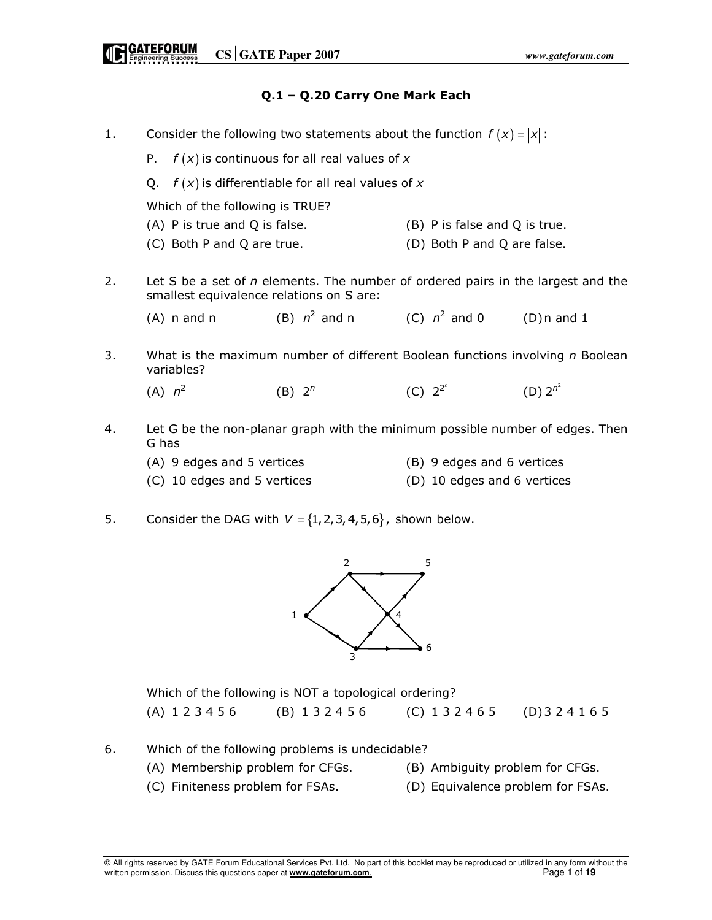### Q.1 – Q.20 Carry One Mark Each

1. Consider the following two statements about the function $f(x) = |x|$:

   P. $f(x)$ is continuous for all real values of $x$

   Q. $f(x)$ is differentiable for all real values of $x$

   Which of the following is TRUE?

   (A) P is true and Q is false.
   (B) P is false and Q is true.
   (C) Both P and Q are true.
   (D) Both P and Q are false.

2. Let S be a set of $n$ elements. The number of ordered pairs in the largest and the smallest equivalence relations on S are:

   (A) n and n
   (B) $n^2$ and n
   (C) $n^2$ and 0
   (D) n and 1

3. What is the maximum number of different Boolean functions involving $n$ Boolean variables?

   (A) $n^2$
   (B) $2^n$
   (C) $2^{2^n}$
   (D) $2^{n^2}$

4. Let G be the non-planar graph with the minimum possible number of edges. Then G has

   (A) 9 edges and 5 vertices
   (B) 9 edges and 6 vertices
   (C) 10 edges and 5 vertices
   (D) 10 edges and 6 vertices

5. Consider the DAG with $V = \{1, 2, 3, 4, 5, 6\}$, shown below.

   Which of the following is NOT a topological ordering?

   (A) 1 2 3 4 5 6
   (B) 1 3 2 4 5 6
   (C) 1 3 2 4 6 5
   (D) 3 2 4 1 6 5

6. Which of the following problems is undecidable?

   (A) Membership problem for CFGs.
   (B) Ambiguity problem for CFGs.
   (C) Finiteness problem for FSAs.
   (D) Equivalence problem for FSAs.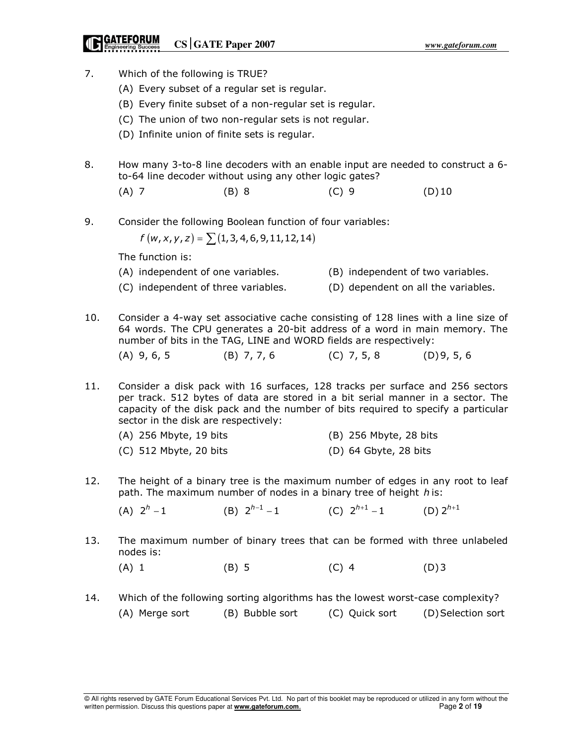7. Which of the following is TRUE?
   (A) Every subset of a regular set is regular.
   (B) Every finite subset of a non-regular set is regular.
   (C) The union of two non-regular sets is not regular.
   (D) Infinite union of finite sets is regular.

8. How many 3-to-8 line decoders with an enable input are needed to construct a 6-to-64 line decoder without using any other logic gates?

   (A) 7 (B) 8 (C) 9 (D) 10

9. Consider the following Boolean function of four variables:

   $f(w,x,y,z) = \sum(1,3,4,6,9,11,12,14)$

   The function is:
   (A) independent of one variables.
   (B) independent of two variables.
   (C) independent of three variables.
   (D) dependent on all the variables.

10. Consider a 4-way set associative cache consisting of 128 lines with a line size of 64 words. The CPU generates a 20-bit address of a word in main memory. The number of bits in the TAG, LINE and WORD fields are respectively:

    (A) 9, 6, 5 (B) 7, 7, 6 (C) 7, 5, 8 (D) 9, 5, 6

11. Consider a disk pack with 16 surfaces, 128 tracks per surface and 256 sectors per track. 512 bytes of data are stored in a bit serial manner in a sector. The capacity of the disk pack and the number of bits required to specify a particular sector in the disk are respectively:
    (A) 256 Mbyte, 19 bits
    (B) 256 Mbyte, 28 bits
    (C) 512 Mbyte, 20 bits
    (D) 64 Gbyte, 28 bits

12. The height of a binary tree is the maximum number of edges in any root to leaf path. The maximum number of nodes in a binary tree of height $h$ is:

    (A) $2^h - 1$ (B) $2^{h-1} - 1$ (C) $2^{h+1} - 1$ (D) $2^{h+1}$

13. The maximum number of binary trees that can be formed with three unlabeled nodes is:

    (A) 1 (B) 5 (C) 4 (D) 3

14. Which of the following sorting algorithms has the lowest worst-case complexity?

    (A) Merge sort (B) Bubble sort (C) Quick sort (D) Selection sort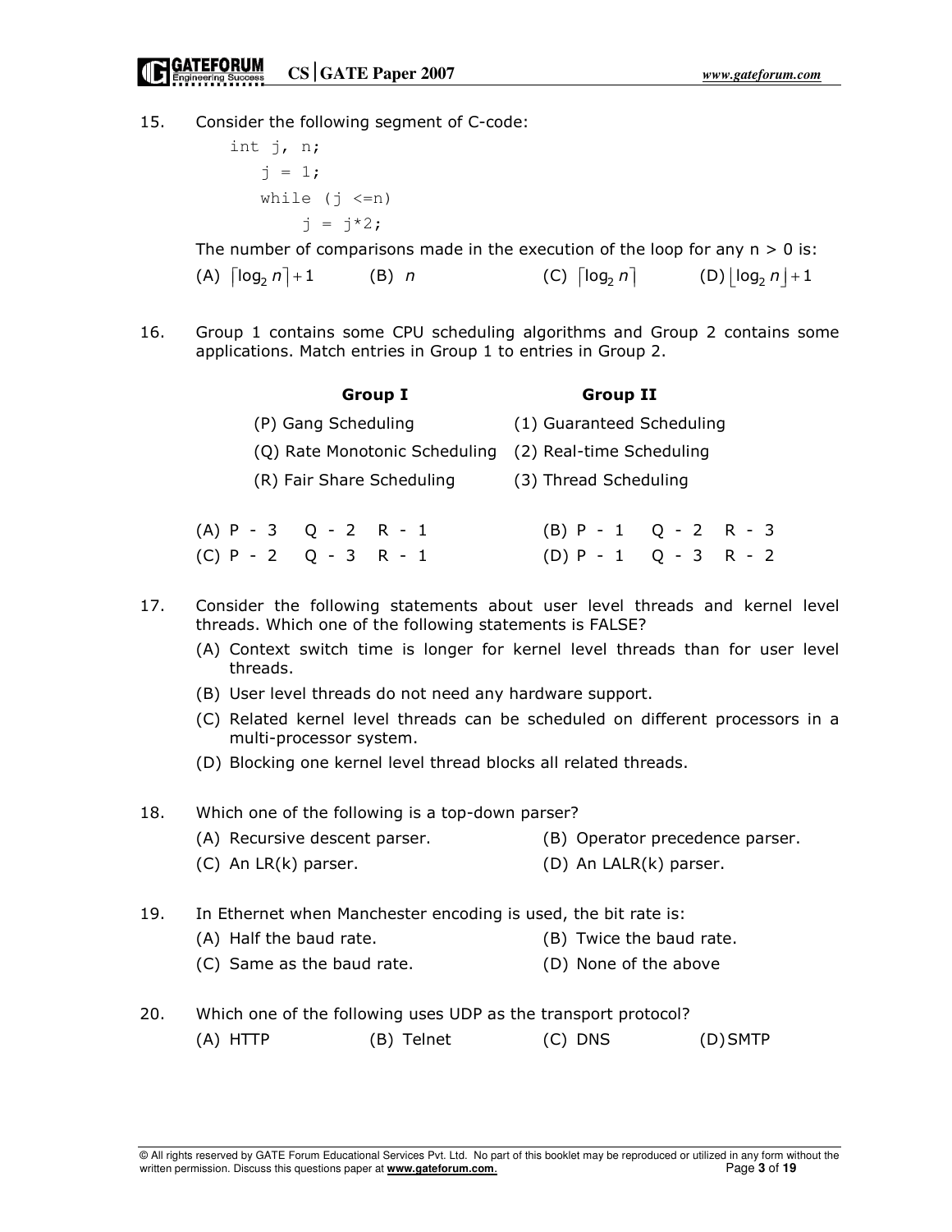15. Consider the following segment of C-code:

```
int j, n;
    j = 1;
    while (j <=n)
        j = j*2;
```

The number of comparisons made in the execution of the loop for any n > 0 is:

(A) $\lceil \log_2 n \rceil + 1$ (B) $n$ (C) $\lceil \log_2 n \rceil$ (D) $\lfloor \log_2 n \rfloor + 1$

16. Group 1 contains some CPU scheduling algorithms and Group 2 contains some applications. Match entries in Group 1 to entries in Group 2.

| Group I | Group II |
|---|---|
| (P) Gang Scheduling | (1) Guaranteed Scheduling |
| (Q) Rate Monotonic Scheduling | (2) Real-time Scheduling |
| (R) Fair Share Scheduling | (3) Thread Scheduling |

(A) P - 3 Q - 2 R - 1 (B) P - 1 Q - 2 R - 3
(C) P - 2 Q - 3 R - 1 (D) P - 1 Q - 3 R - 2

17. Consider the following statements about user level threads and kernel level threads. Which one of the following statements is FALSE?

(A) Context switch time is longer for kernel level threads than for user level threads.
(B) User level threads do not need any hardware support.
(C) Related kernel level threads can be scheduled on different processors in a multi-processor system.
(D) Blocking one kernel level thread blocks all related threads.

18. Which one of the following is a top-down parser?

(A) Recursive descent parser. (B) Operator precedence parser.
(C) An LR(k) parser. (D) An LALR(k) parser.

19. In Ethernet when Manchester encoding is used, the bit rate is:

(A) Half the baud rate. (B) Twice the baud rate.
(C) Same as the baud rate. (D) None of the above

20. Which one of the following uses UDP as the transport protocol?

(A) HTTP (B) Telnet (C) DNS (D) SMTP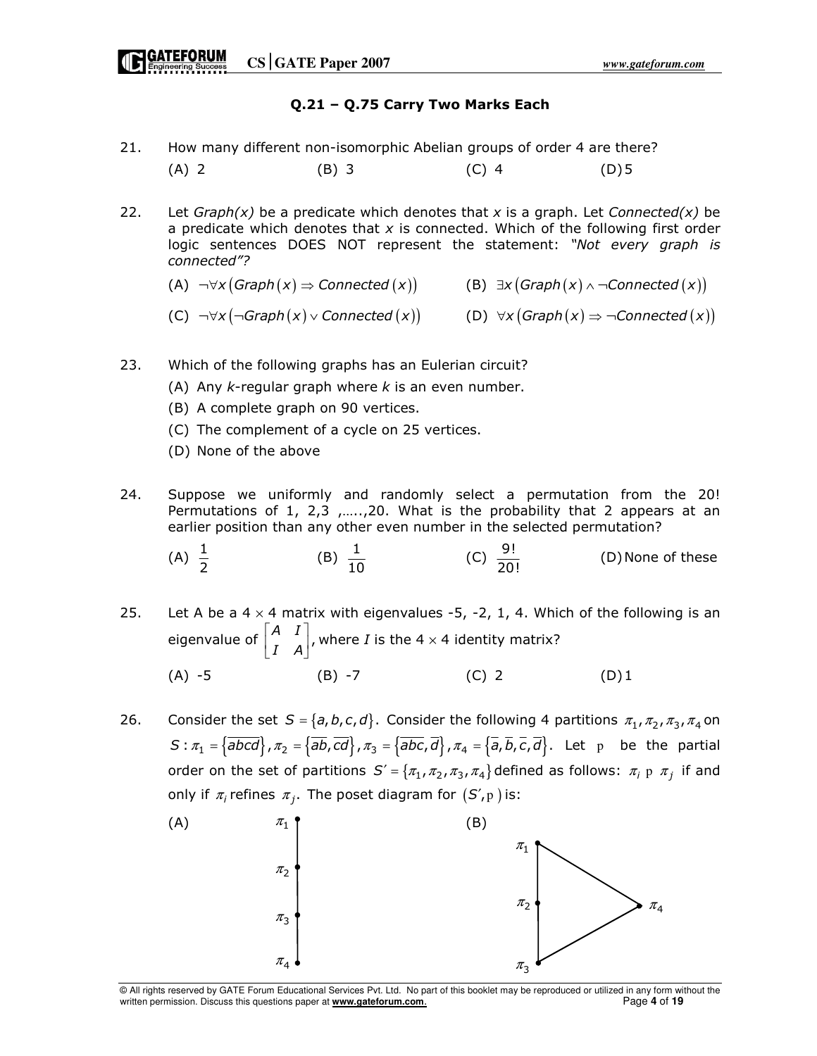## Q.21 – Q.75 Carry Two Marks Each

21. How many different non-isomorphic Abelian groups of order 4 are there?

    (A) 2 (B) 3 (C) 4 (D) 5

22. Let *Graph(x)* be a predicate which denotes that x is a graph. Let *Connected(x)* be a predicate which denotes that x is connected. Which of the following first order logic sentences DOES NOT represent the statement: *"Not every graph is connected"?*

    (A) $\neg\forall x\left(Graph(x) \Rightarrow Connected(x)\right)$ (B) $\exists x\left(Graph(x) \wedge \neg Connected(x)\right)$

    (C) $\neg\forall x\left(\neg Graph(x) \vee Connected(x)\right)$ (D) $\forall x\left(Graph(x) \Rightarrow \neg Connected(x)\right)$

23. Which of the following graphs has an Eulerian circuit?

    (A) Any k-regular graph where k is an even number.
    (B) A complete graph on 90 vertices.
    (C) The complement of a cycle on 25 vertices.
    (D) None of the above

24. Suppose we uniformly and randomly select a permutation from the 20! Permutations of 1, 2,3 ,…..,20. What is the probability that 2 appears at an earlier position than any other even number in the selected permutation?

    (A) $\frac{1}{2}$ (B) $\frac{1}{10}$ (C) $\frac{9!}{20!}$ (D) None of these

25. Let A be a $4 \times 4$ matrix with eigenvalues -5, -2, 1, 4. Which of the following is an eigenvalue of $\begin{bmatrix} A & I \\ I & A \end{bmatrix}$, where $I$ is the $4 \times 4$ identity matrix?

    (A) -5 (B) -7 (C) 2 (D) 1

26. Consider the set $S = \{a,b,c,d\}$. Consider the following 4 partitions $\pi_1, \pi_2, \pi_3, \pi_4$ on $S: \pi_1 = \{\overline{abcd}\}, \pi_2 = \{\overline{ab}, \overline{cd}\}, \pi_3 = \{\overline{abc}, \overline{d}\}, \pi_4 = \{\overline{a}, \overline{b}, \overline{c}, \overline{d}\}$. Let p be the partial order on the set of partitions $S' = \{\pi_1, \pi_2, \pi_3, \pi_4\}$ defined as follows: $\pi_i$ p $\pi_j$ if and only if $\pi_i$ refines $\pi_j$. The poset diagram for $(S', \text{p})$ is:

    (A) Chain: $\pi_1$ — $\pi_2$ — $\pi_3$ — $\pi_4$ (top to bottom)

    (B) $\pi_1$ — $\pi_2$ — $\pi_3$ (vertical), with $\pi_1$ — $\pi_4$ and $\pi_3$ — $\pi_4$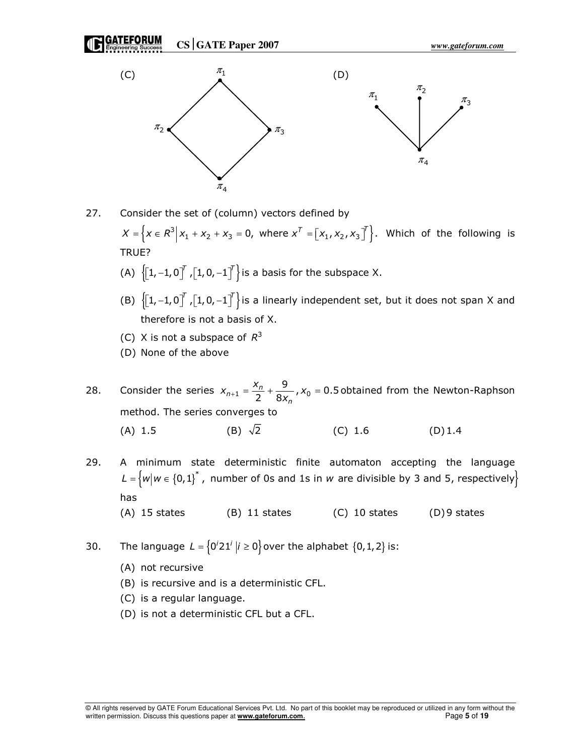(C)

(D)

27. Consider the set of (column) vectors defined by $X = \left\{ x \in R^3 \middle| x_1 + x_2 + x_3 = 0, \text{ where } x^T = [x_1, x_2, x_3]^T \right\}$. Which of the following is TRUE?

   (A) $\left\{ [1, -1, 0]^T, [1, 0, -1]^T \right\}$ is a basis for the subspace X.

   (B) $\left\{ [1, -1, 0]^T, [1, 0, -1]^T \right\}$ is a linearly independent set, but it does not span X and therefore is not a basis of X.

   (C) X is not a subspace of $R^3$

   (D) None of the above

28. Consider the series $x_{n+1} = \frac{x_n}{2} + \frac{9}{8x_n}, x_0 = 0.5$ obtained from the Newton-Raphson method. The series converges to

   (A) 1.5 (B) $\sqrt{2}$ (C) 1.6 (D) 1.4

29. A minimum state deterministic finite automaton accepting the language $L = \left\{ w \middle| w \in \{0,1\}^*, \text{ number of 0s and 1s in } w \text{ are divisible by 3 and 5, respectively} \right\}$ has

   (A) 15 states (B) 11 states (C) 10 states (D) 9 states

30. The language $L = \left\{ 0^i 2 1^i \middle| i \geq 0 \right\}$ over the alphabet $\{0, 1, 2\}$ is:

   (A) not recursive

   (B) is recursive and is a deterministic CFL.

   (C) is a regular language.

   (D) is not a deterministic CFL but a CFL.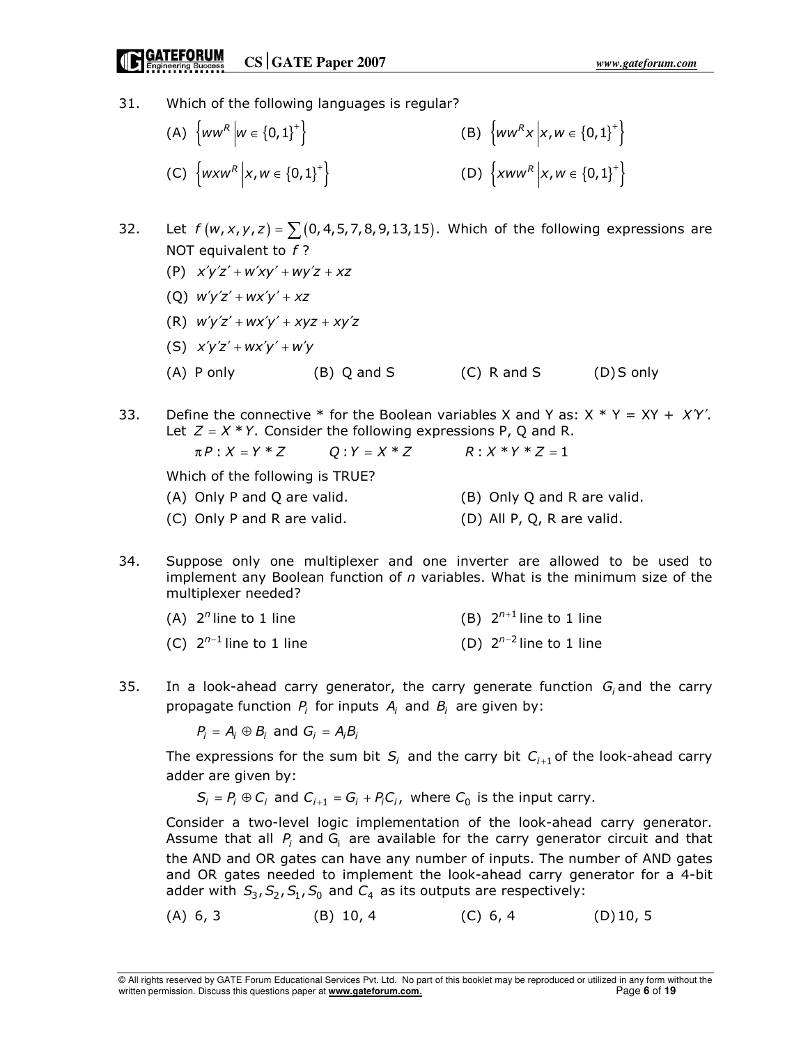31. Which of the following languages is regular?

(A) $\left\{ww^R \middle| w \in \{0,1\}^+\right\}$ (B) $\left\{ww^R x \middle| x, w \in \{0,1\}^+\right\}$

(C) $\left\{wxw^R \middle| x, w \in \{0,1\}^+\right\}$ (D) $\left\{xww^R \middle| x, w \in \{0,1\}^+\right\}$

32. Let $f(w,x,y,z) = \sum(0,4,5,7,8,9,13,15)$. Which of the following expressions are NOT equivalent to $f$ ?

(P) $x'y'z' + w'xy' + wy'z + xz$

(Q) $w'y'z' + wx'y' + xz$

(R) $w'y'z' + wx'y' + xyz + xy'z$

(S) $x'y'z' + wx'y' + w'y$

(A) P only (B) Q and S (C) R and S (D) S only

33. Define the connective * for the Boolean variables X and Y as: X * Y = XY + $X'Y'$. Let $Z = X * Y$. Consider the following expressions P, Q and R.

$\pi P : X = Y * Z$ $Q : Y = X * Z$ $R : X * Y * Z = 1$

Which of the following is TRUE?

(A) Only P and Q are valid. (B) Only Q and R are valid.

(C) Only P and R are valid. (D) All P, Q, R are valid.

34. Suppose only one multiplexer and one inverter are allowed to be used to implement any Boolean function of $n$ variables. What is the minimum size of the multiplexer needed?

(A) $2^n$ line to 1 line (B) $2^{n+1}$ line to 1 line

(C) $2^{n-1}$ line to 1 line (D) $2^{n-2}$ line to 1 line

35. In a look-ahead carry generator, the carry generate function $G_i$ and the carry propagate function $P_i$ for inputs $A_i$ and $B_i$ are given by:

$P_i = A_i \oplus B_i$ and $G_i = A_i B_i$

The expressions for the sum bit $S_i$ and the carry bit $C_{i+1}$ of the look-ahead carry adder are given by:

$S_i = P_i \oplus C_i$ and $C_{i+1} = G_i + P_i C_i$, where $C_0$ is the input carry.

Consider a two-level logic implementation of the look-ahead carry generator. Assume that all $P_i$ and $G_i$ are available for the carry generator circuit and that the AND and OR gates can have any number of inputs. The number of AND gates and OR gates needed to implement the look-ahead carry generator for a 4-bit adder with $S_3, S_2, S_1, S_0$ and $C_4$ as its outputs are respectively:

(A) 6, 3 (B) 10, 4 (C) 6, 4 (D) 10, 5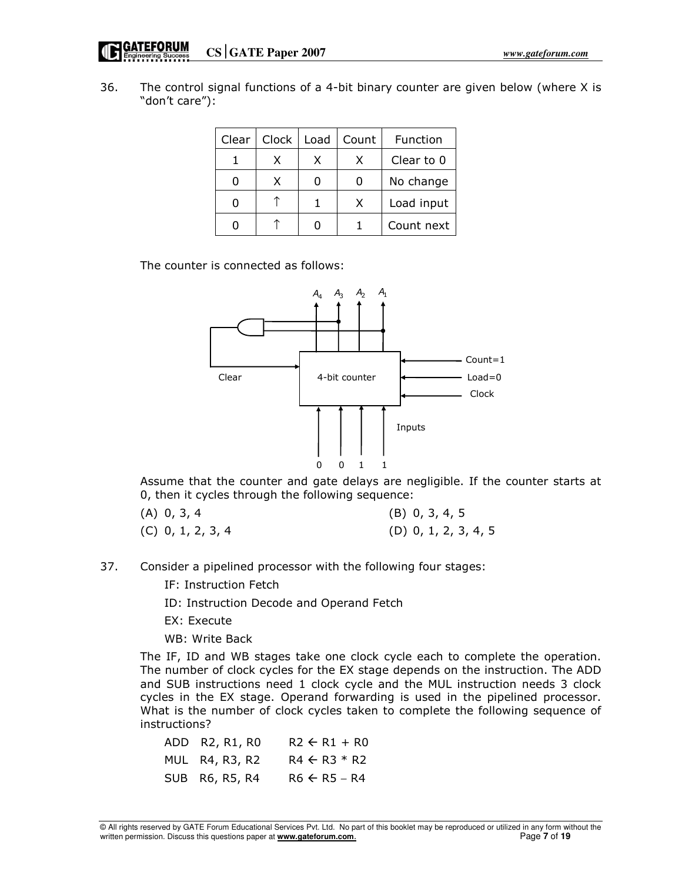36. The control signal functions of a 4-bit binary counter are given below (where X is "don't care"):

| Clear | Clock | Load | Count | Function |
|---|---|---|---|---|
| 1 | X | X | X | Clear to 0 |
| 0 | X | 0 | 0 | No change |
| 0 | ↑ | 1 | X | Load input |
| 0 | ↑ | 0 | 1 | Count next |

The counter is connected as follows:

$A_4$ $A_3$ $A_2$ $A_1$

Clear — 4-bit counter — Count=1, Load=0, Clock

Inputs: 0 0 1 1

Assume that the counter and gate delays are negligible. If the counter starts at 0, then it cycles through the following sequence:

(A) 0, 3, 4 (B) 0, 3, 4, 5

(C) 0, 1, 2, 3, 4 (D) 0, 1, 2, 3, 4, 5

37. Consider a pipelined processor with the following four stages:

IF: Instruction Fetch

ID: Instruction Decode and Operand Fetch

EX: Execute

WB: Write Back

The IF, ID and WB stages take one clock cycle each to complete the operation. The number of clock cycles for the EX stage depends on the instruction. The ADD and SUB instructions need 1 clock cycle and the MUL instruction needs 3 clock cycles in the EX stage. Operand forwarding is used in the pipelined processor. What is the number of clock cycles taken to complete the following sequence of instructions?

```
ADD  R2, R1, R0     R2 ← R1 + R0
MUL  R4, R3, R2     R4 ← R3 * R2
SUB  R6, R5, R4     R6 ← R5 − R4
```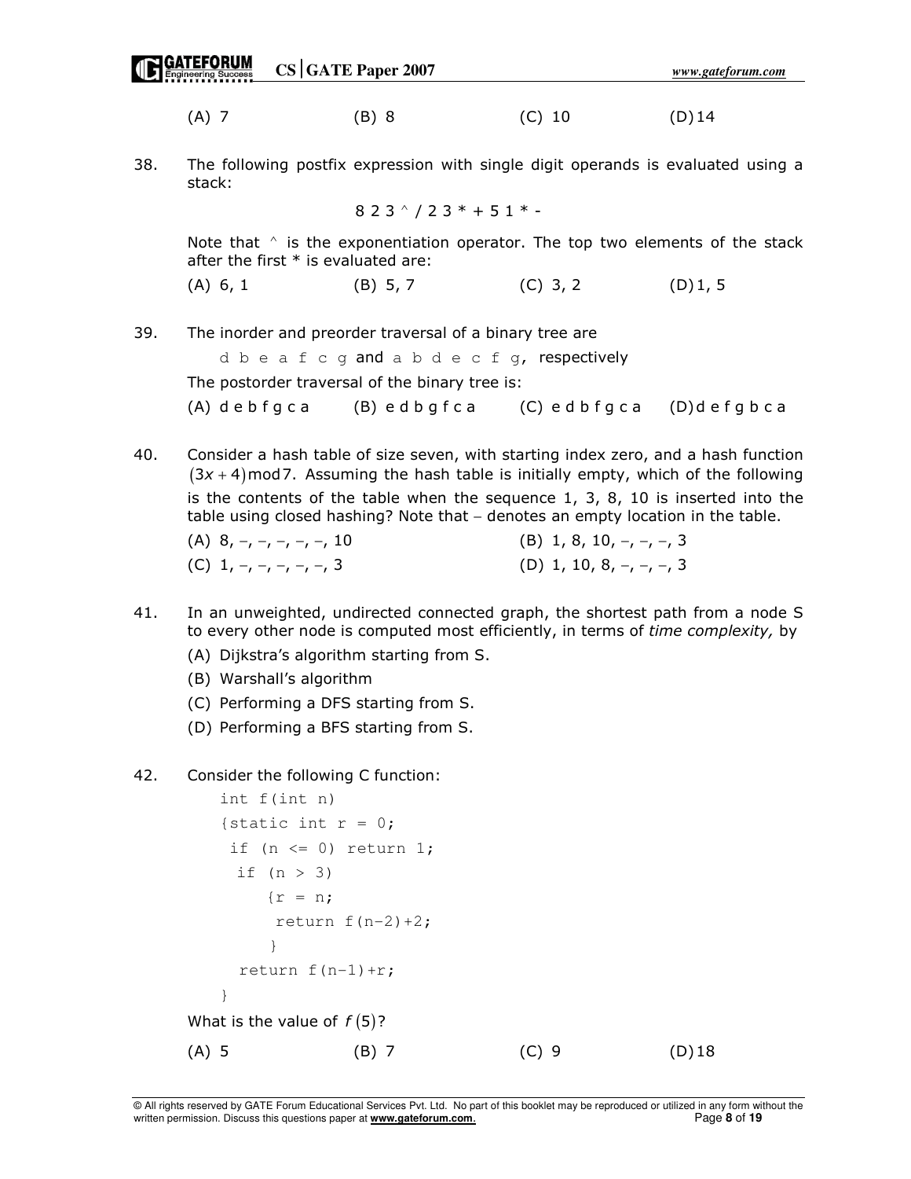(A) 7 (B) 8 (C) 10 (D) 14

38. The following postfix expression with single digit operands is evaluated using a stack:

8 2 3 ^ / 2 3 * + 5 1 * -

Note that ^ is the exponentiation operator. The top two elements of the stack after the first * is evaluated are:

(A) 6, 1 (B) 5, 7 (C) 3, 2 (D) 1, 5

39. The inorder and preorder traversal of a binary tree are

d b e a f c g and a b d e c f g, respectively

The postorder traversal of the binary tree is:

(A) d e b f g c a (B) e d b g f c a (C) e d b f g c a (D) d e f g b c a

40. Consider a hash table of size seven, with starting index zero, and a hash function $(3x+4)\bmod 7$. Assuming the hash table is initially empty, which of the following is the contents of the table when the sequence 1, 3, 8, 10 is inserted into the table using closed hashing? Note that – denotes an empty location in the table.

(A) 8, –, –, –, –, –, 10 (B) 1, 8, 10, –, –, –, 3

(C) 1, –, –, –, –, –, 3 (D) 1, 10, 8, –, –, –, 3

41. In an unweighted, undirected connected graph, the shortest path from a node S to every other node is computed most efficiently, in terms of *time complexity,* by

(A) Dijkstra's algorithm starting from S.

(B) Warshall's algorithm

(C) Performing a DFS starting from S.

(D) Performing a BFS starting from S.

42. Consider the following C function:

```
int f(int n)
{static int r = 0;
 if (n <= 0) return 1;
  if (n > 3)
     {r = n;
      return f(n-2)+2;
     }
  return f(n-1)+r;
}
```

What is the value of $f(5)$?

(A) 5 (B) 7 (C) 9 (D) 18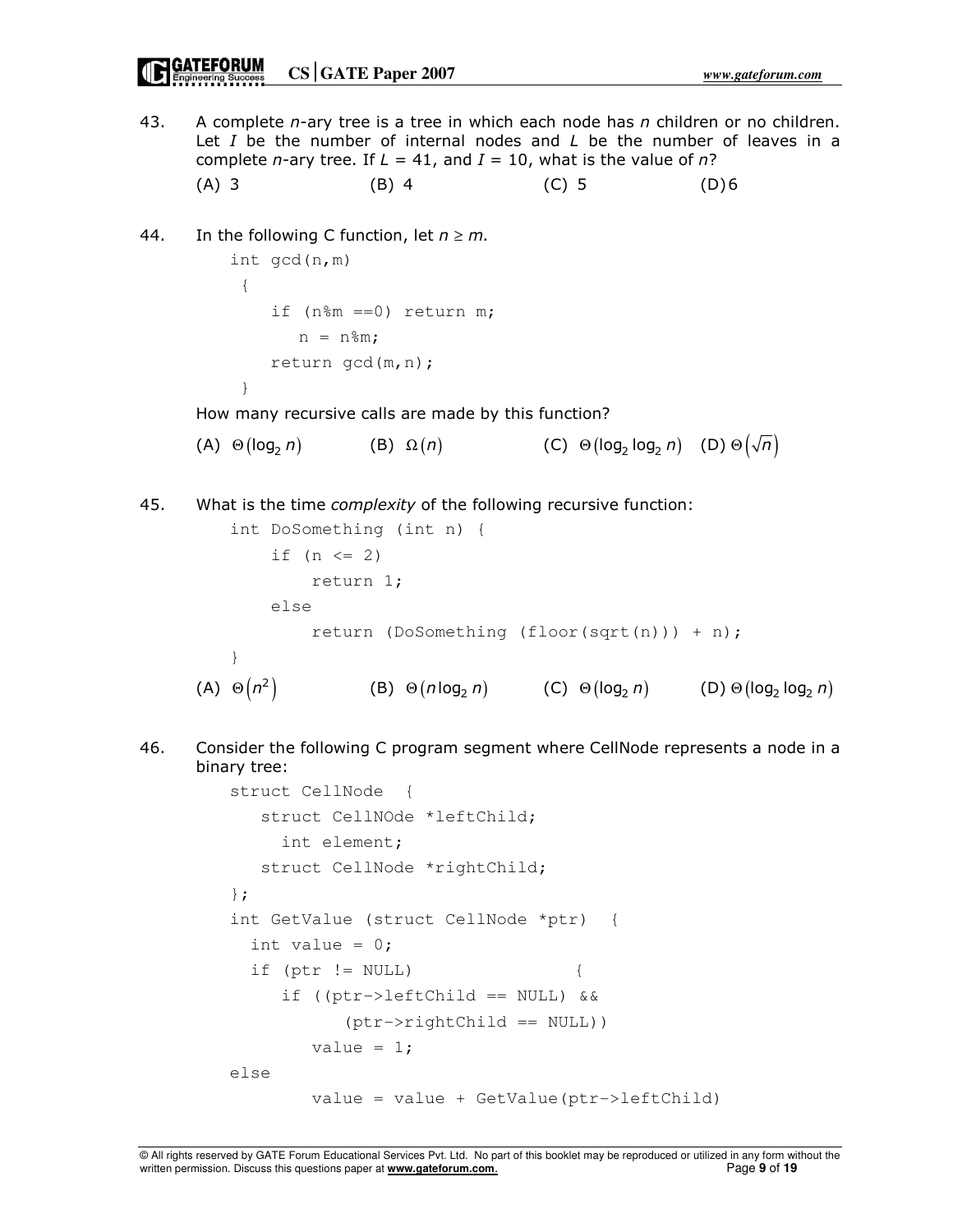43. A complete *n*-ary tree is a tree in which each node has *n* children or no children. Let *I* be the number of internal nodes and *L* be the number of leaves in a complete *n*-ary tree. If *L* = 41, and *I* = 10, what is the value of *n*?

(A) 3 (B) 4 (C) 5 (D) 6

44. In the following C function, let $n \geq m$.

```
int gcd(n,m)
 {
    if (n%m ==0) return m;
       n = n%m;
    return gcd(m,n);
 }
```

How many recursive calls are made by this function?

(A) $\Theta(\log_2 n)$ (B) $\Omega(n)$ (C) $\Theta(\log_2 \log_2 n)$ (D) $\Theta(\sqrt{n})$

45. What is the time *complexity* of the following recursive function:

```
int DoSomething (int n) {
    if (n <= 2)
        return 1;
    else
        return (DoSomething (floor(sqrt(n))) + n);
}
```

(A) $\Theta(n^2)$ (B) $\Theta(n \log_2 n)$ (C) $\Theta(\log_2 n)$ (D) $\Theta(\log_2 \log_2 n)$

46. Consider the following C program segment where CellNode represents a node in a binary tree:

```
struct CellNode  {
   struct CellNOde *leftChild;
     int element;
   struct CellNode *rightChild;
};
int GetValue (struct CellNode *ptr)  {
  int value = 0;
  if (ptr != NULL)                {
     if ((ptr->leftChild == NULL) &&
          (ptr->rightChild == NULL))
        value = 1;
else
        value = value + GetValue(ptr->leftChild)
```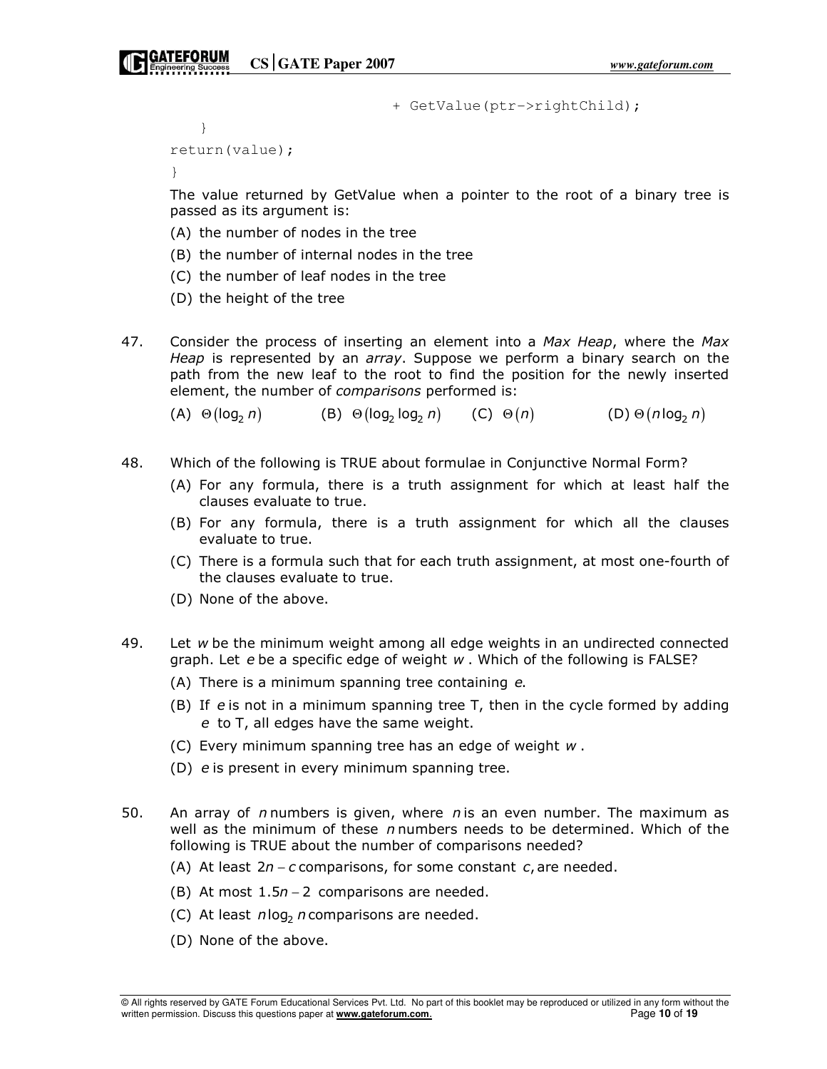```
                              + GetValue(ptr->rightChild);
    }
return(value);
}
```

The value returned by GetValue when a pointer to the root of a binary tree is passed as its argument is:

(A) the number of nodes in the tree

(B) the number of internal nodes in the tree

(C) the number of leaf nodes in the tree

(D) the height of the tree

47. Consider the process of inserting an element into a *Max Heap*, where the *Max Heap* is represented by an *array*. Suppose we perform a binary search on the path from the new leaf to the root to find the position for the newly inserted element, the number of *comparisons* performed is:

(A) $\Theta(\log_2 n)$ (B) $\Theta(\log_2 \log_2 n)$ (C) $\Theta(n)$ (D) $\Theta(n \log_2 n)$

48. Which of the following is TRUE about formulae in Conjunctive Normal Form?

(A) For any formula, there is a truth assignment for which at least half the clauses evaluate to true.

(B) For any formula, there is a truth assignment for which all the clauses evaluate to true.

(C) There is a formula such that for each truth assignment, at most one-fourth of the clauses evaluate to true.

(D) None of the above.

49. Let $w$ be the minimum weight among all edge weights in an undirected connected graph. Let $e$ be a specific edge of weight $w$. Which of the following is FALSE?

(A) There is a minimum spanning tree containing $e$.

(B) If $e$ is not in a minimum spanning tree T, then in the cycle formed by adding $e$ to T, all edges have the same weight.

(C) Every minimum spanning tree has an edge of weight $w$.

(D) $e$ is present in every minimum spanning tree.

50. An array of $n$ numbers is given, where $n$ is an even number. The maximum as well as the minimum of these $n$ numbers needs to be determined. Which of the following is TRUE about the number of comparisons needed?

(A) At least $2n - c$ comparisons, for some constant $c$, are needed.

(B) At most $1.5n - 2$ comparisons are needed.

(C) At least $n \log_2 n$ comparisons are needed.

(D) None of the above.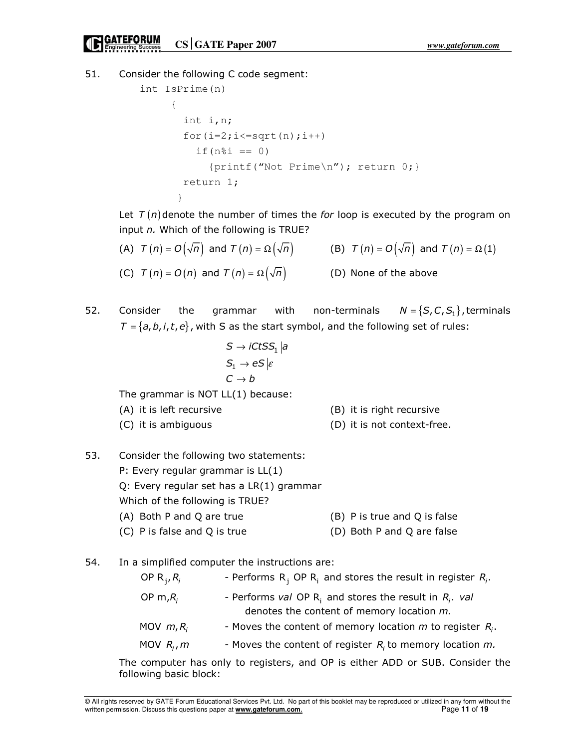51. Consider the following C code segment:

```
int IsPrime(n)
      {
        int i,n;
        for(i=2;i<=sqrt(n);i++)
          if(n%i == 0)
             {printf("Not Prime\n"); return 0;}
        return 1;
       }
```

Let $T(n)$ denote the number of times the *for* loop is executed by the program on input *n.* Which of the following is TRUE?

(A) $T(n) = O(\sqrt{n})$ and $T(n) = \Omega(\sqrt{n})$

(B) $T(n) = O(\sqrt{n})$ and $T(n) = \Omega(1)$

(C) $T(n) = O(n)$ and $T(n) = \Omega(\sqrt{n})$

(D) None of the above

52. Consider the grammar with non-terminals $N = \{S, C, S_1\}$, terminals $T = \{a, b, i, t, e\}$, with S as the start symbol, and the following set of rules:

$$S \rightarrow iCtSS_1 | a$$
$$S_1 \rightarrow eS | \varepsilon$$
$$C \rightarrow b$$

The grammar is NOT LL(1) because:

(A) it is left recursive

(B) it is right recursive

(C) it is ambiguous

(D) it is not context-free.

53. Consider the following two statements:

P: Every regular grammar is LL(1)

Q: Every regular set has a LR(1) grammar

Which of the following is TRUE?

(A) Both P and Q are true

(B) P is true and Q is false

(C) P is false and Q is true

(D) Both P and Q are false

54. In a simplified computer the instructions are:

| | |
|---|---|
| OP $R_j, R_i$ | - Performs $R_j$ OP $R_i$ and stores the result in register $R_i$. |
| OP $m, R_i$ | - Performs *val* OP $R_i$ and stores the result in $R_i$. *val* denotes the content of memory location *m.* |
| MOV $m, R_i$ | - Moves the content of memory location *m* to register $R_i$. |
| MOV $R_i, m$ | - Moves the content of register $R_i$ to memory location *m.* |

The computer has only to registers, and OP is either ADD or SUB. Consider the following basic block: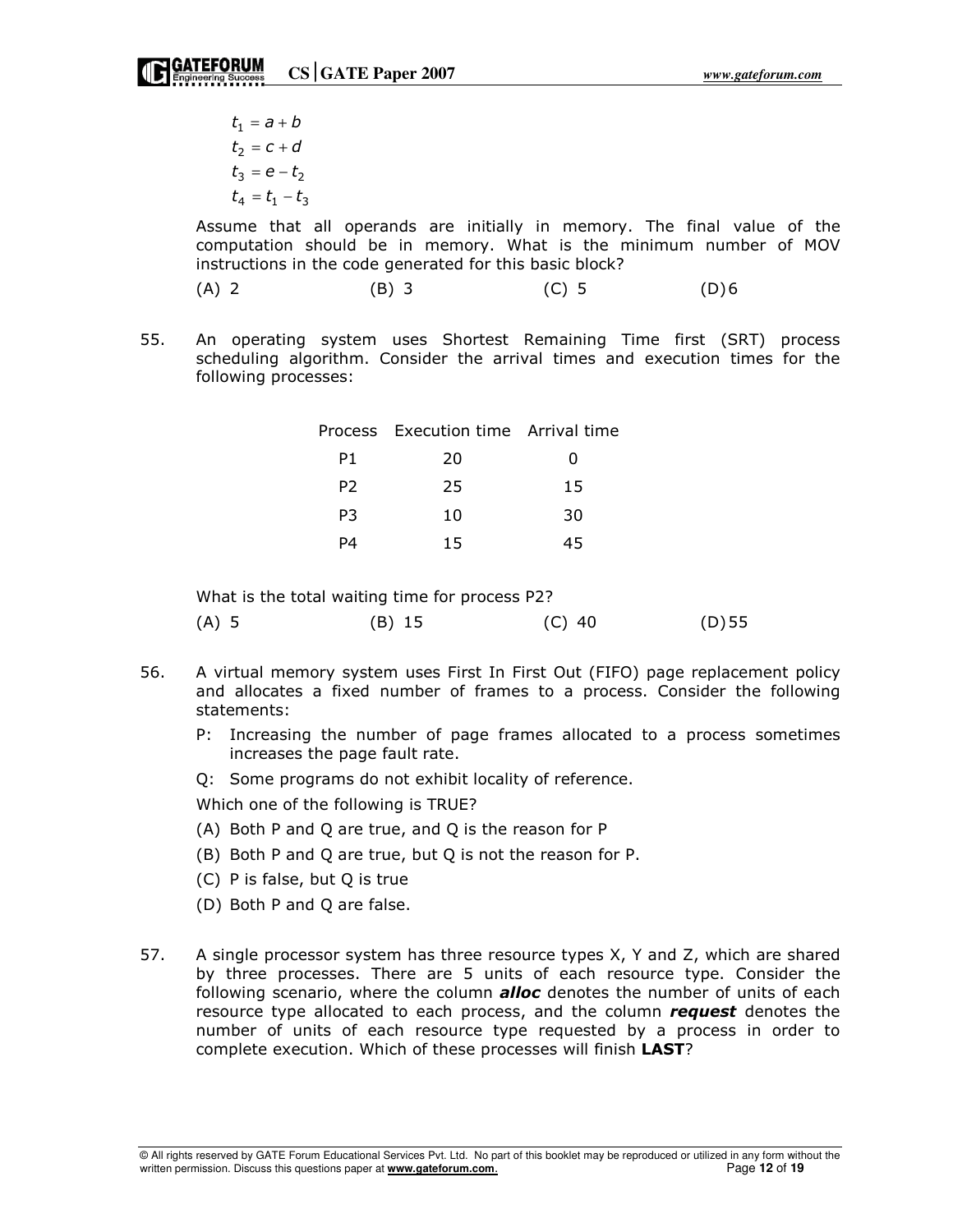$$t_1 = a + b$$
$$t_2 = c + d$$
$$t_3 = e - t_2$$
$$t_4 = t_1 - t_3$$

Assume that all operands are initially in memory. The final value of the computation should be in memory. What is the minimum number of MOV instructions in the code generated for this basic block?

(A) 2 (B) 3 (C) 5 (D) 6

55. An operating system uses Shortest Remaining Time first (SRT) process scheduling algorithm. Consider the arrival times and execution times for the following processes:

| Process | Execution time | Arrival time |
|---|---|---|
| P1 | 20 | 0 |
| P2 | 25 | 15 |
| P3 | 10 | 30 |
| P4 | 15 | 45 |

What is the total waiting time for process P2?

(A) 5 (B) 15 (C) 40 (D) 55

56. A virtual memory system uses First In First Out (FIFO) page replacement policy and allocates a fixed number of frames to a process. Consider the following statements:

P: Increasing the number of page frames allocated to a process sometimes increases the page fault rate.

Q: Some programs do not exhibit locality of reference.

Which one of the following is TRUE?

(A) Both P and Q are true, and Q is the reason for P

(B) Both P and Q are true, but Q is not the reason for P.

(C) P is false, but Q is true

(D) Both P and Q are false.

57. A single processor system has three resource types X, Y and Z, which are shared by three processes. There are 5 units of each resource type. Consider the following scenario, where the column ***alloc*** denotes the number of units of each resource type allocated to each process, and the column ***request*** denotes the number of units of each resource type requested by a process in order to complete execution. Which of these processes will finish **LAST**?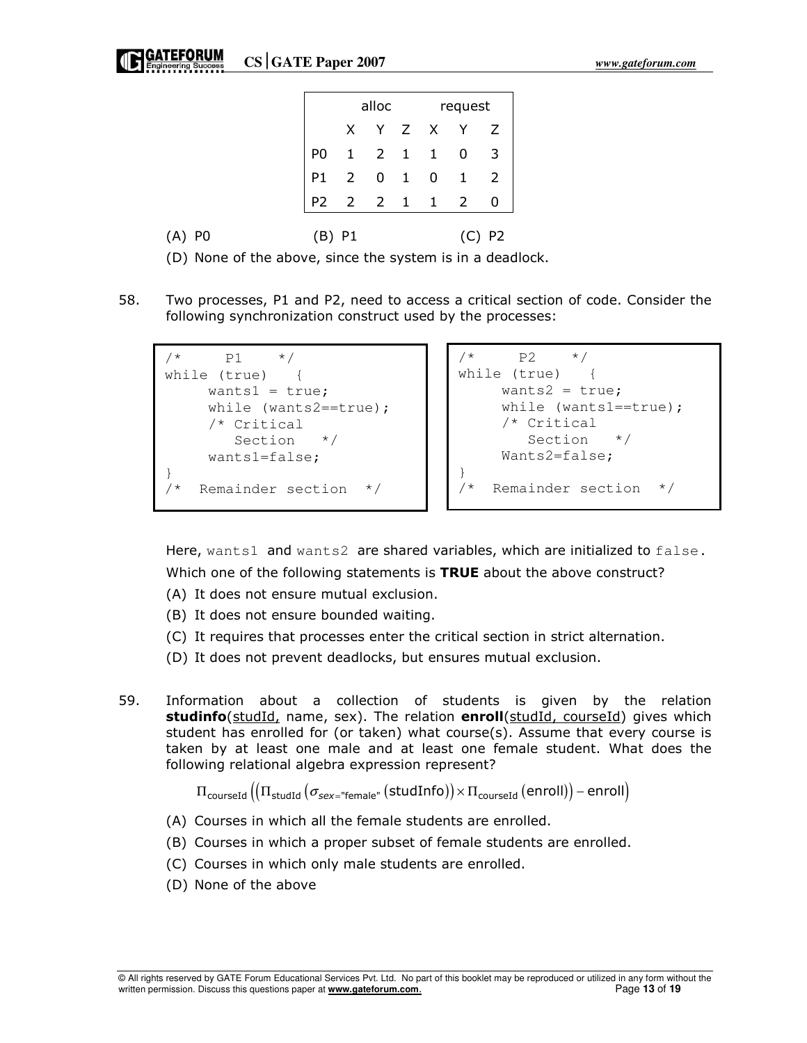|  | alloc | | | request | | |
|---|---|---|---|---|---|---|
|  | X | Y | Z | X | Y | Z |
| P0 | 1 | 2 | 1 | 1 | 0 | 3 |
| P1 | 2 | 0 | 1 | 0 | 1 | 2 |
| P2 | 2 | 2 | 1 | 1 | 2 | 0 |

(A) P0 (B) P1 (C) P2

(D) None of the above, since the system is in a deadlock.

58. Two processes, P1 and P2, need to access a critical section of code. Consider the following synchronization construct used by the processes:

```
/*      P1    */
while (true)   {
     wants1 = true;
     while (wants2==true);
     /* Critical
        Section   */
     wants1=false;
}
/*  Remainder section  */
```

```
/*      P2    */
while (true)   {
     wants2 = true;
     while (wants1==true);
     /* Critical
        Section   */
     Wants2=false;
}
/*  Remainder section  */
```

Here, wants1 and wants2 are shared variables, which are initialized to false.

Which one of the following statements is **TRUE** about the above construct?

(A) It does not ensure mutual exclusion.

(B) It does not ensure bounded waiting.

(C) It requires that processes enter the critical section in strict alternation.

(D) It does not prevent deadlocks, but ensures mutual exclusion.

59. Information about a collection of students is given by the relation **studinfo**(studId, name, sex). The relation **enroll**(studId, courseId) gives which student has enrolled for (or taken) what course(s). Assume that every course is taken by at least one male and at least one female student. What does the following relational algebra expression represent?

$$\Pi_{\text{courseId}}\left(\left(\Pi_{\text{studId}}\left(\sigma_{sex=\text{"female"}}\left(\text{studInfo}\right)\right)\times\Pi_{\text{courseId}}\left(\text{enroll}\right)\right)-\text{enroll}\right)$$

(A) Courses in which all the female students are enrolled.

(B) Courses in which a proper subset of female students are enrolled.

(C) Courses in which only male students are enrolled.

(D) None of the above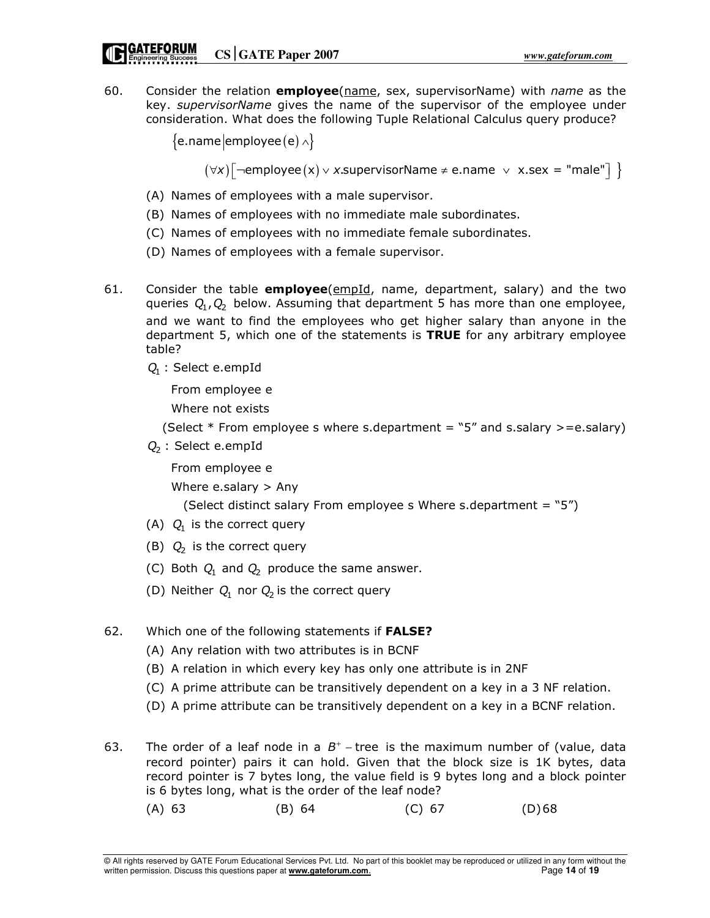60. Consider the relation **employee**(<u>name</u>, sex, supervisorName) with *name* as the key. *supervisorName* gives the name of the supervisor of the employee under consideration. What does the following Tuple Relational Calculus query produce?

$$\{\text{e.name} \mid \text{employee}(\text{e}) \wedge$$

$$(\forall x)\left[\neg \text{employee}(\text{x}) \vee x.\text{supervisorName} \neq \text{e.name} \ \vee \ \text{x.sex} = \text{"male"}\right] \}$$

(A) Names of employees with a male supervisor.

(B) Names of employees with no immediate male subordinates.

(C) Names of employees with no immediate female subordinates.

(D) Names of employees with a female supervisor.

61. Consider the table **employee**(<u>empId</u>, name, department, salary) and the two queries $Q_1, Q_2$ below. Assuming that department 5 has more than one employee, and we want to find the employees who get higher salary than anyone in the department 5, which one of the statements is **TRUE** for any arbitrary employee table?

$Q_1$ : Select e.empId

From employee e

Where not exists

(Select * From employee s where s.department = "5" and s.salary >=e.salary)

$Q_2$ : Select e.empId

From employee e

Where e.salary > Any

(Select distinct salary From employee s Where s.department = "5")

(A) $Q_1$ is the correct query

(B) $Q_2$ is the correct query

(C) Both $Q_1$ and $Q_2$ produce the same answer.

(D) Neither $Q_1$ nor $Q_2$ is the correct query

62. Which one of the following statements if **FALSE?**

(A) Any relation with two attributes is in BCNF

(B) A relation in which every key has only one attribute is in 2NF

(C) A prime attribute can be transitively dependent on a key in a 3 NF relation.

(D) A prime attribute can be transitively dependent on a key in a BCNF relation.

63. The order of a leaf node in a $B^+$ – tree is the maximum number of (value, data record pointer) pairs it can hold. Given that the block size is 1K bytes, data record pointer is 7 bytes long, the value field is 9 bytes long and a block pointer is 6 bytes long, what is the order of the leaf node?

(A) 63 (B) 64 (C) 67 (D) 68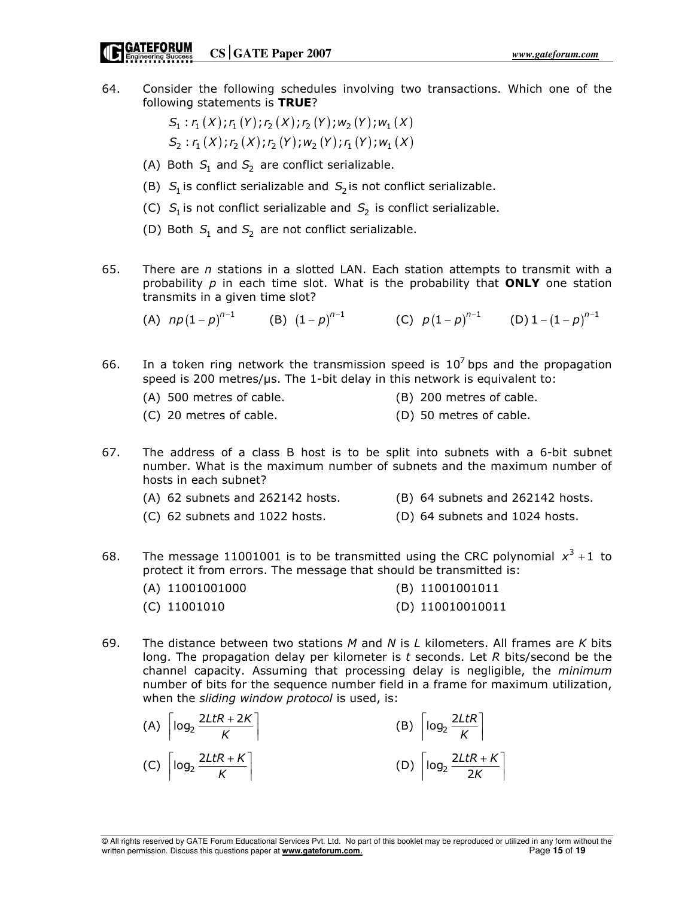64. Consider the following schedules involving two transactions. Which one of the following statements is **TRUE**?

$S_1 : r_1(X); r_1(Y); r_2(X); r_2(Y); w_2(Y); w_1(X)$

$S_2 : r_1(X); r_2(X); r_2(Y); w_2(Y); r_1(Y); w_1(X)$

(A) Both $S_1$ and $S_2$ are conflict serializable.

(B) $S_1$ is conflict serializable and $S_2$ is not conflict serializable.

(C) $S_1$ is not conflict serializable and $S_2$ is conflict serializable.

(D) Both $S_1$ and $S_2$ are not conflict serializable.

65. There are $n$ stations in a slotted LAN. Each station attempts to transmit with a probability $p$ in each time slot. What is the probability that **ONLY** one station transmits in a given time slot?

(A) $np(1-p)^{n-1}$ (B) $(1-p)^{n-1}$ (C) $p(1-p)^{n-1}$ (D) $1-(1-p)^{n-1}$

66. In a token ring network the transmission speed is $10^7$ bps and the propagation speed is 200 metres/μs. The 1-bit delay in this network is equivalent to:

(A) 500 metres of cable.

(B) 200 metres of cable.

(C) 20 metres of cable.

(D) 50 metres of cable.

67. The address of a class B host is to be split into subnets with a 6-bit subnet number. What is the maximum number of subnets and the maximum number of hosts in each subnet?

(A) 62 subnets and 262142 hosts.

(B) 64 subnets and 262142 hosts.

(C) 62 subnets and 1022 hosts.

(D) 64 subnets and 1024 hosts.

68. The message 11001001 is to be transmitted using the CRC polynomial $x^3 + 1$ to protect it from errors. The message that should be transmitted is:

(A) 11001001000

(B) 11001001011

(C) 11001010

(D) 110010010011

69. The distance between two stations $M$ and $N$ is $L$ kilometers. All frames are $K$ bits long. The propagation delay per kilometer is $t$ seconds. Let $R$ bits/second be the channel capacity. Assuming that processing delay is negligible, the *minimum* number of bits for the sequence number field in a frame for maximum utilization, when the *sliding window protocol* is used, is:

(A) $\left\lceil \log_2 \frac{2LtR + 2K}{K} \right\rceil$

(B) $\left\lceil \log_2 \frac{2LtR}{K} \right\rceil$

(C) $\left\lceil \log_2 \frac{2LtR + K}{K} \right\rceil$

(D) $\left\lceil \log_2 \frac{2LtR + K}{2K} \right\rceil$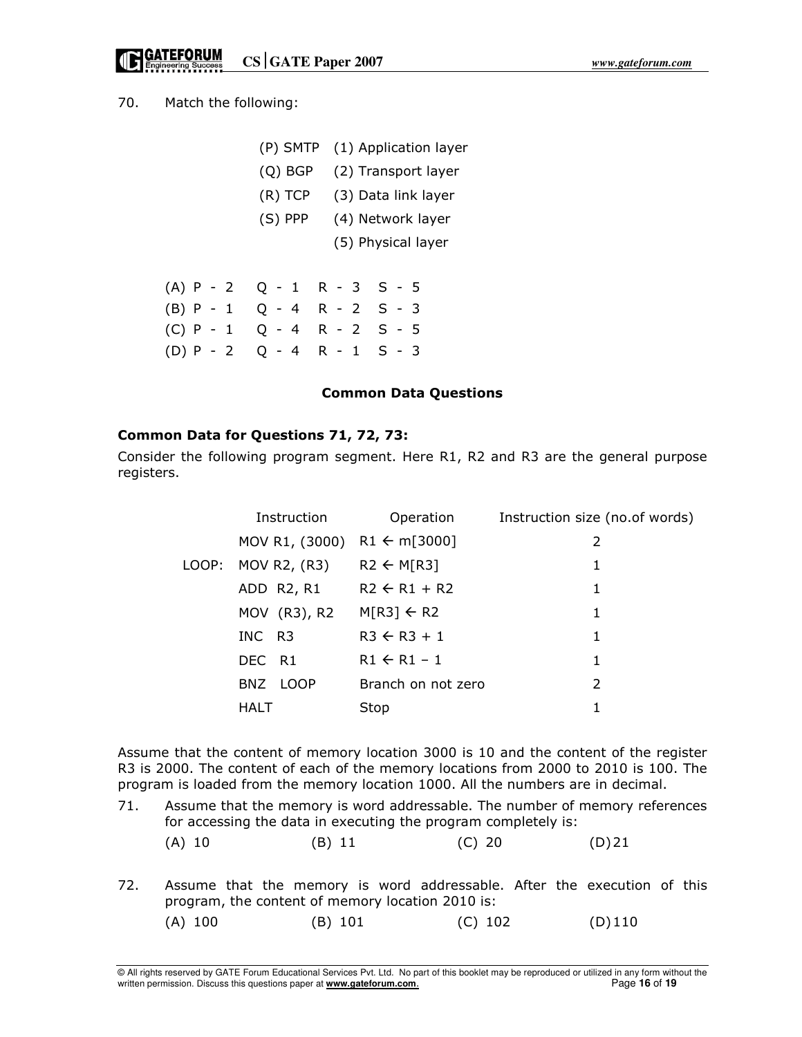70. Match the following:

| | |
|---|---|
| (P) SMTP | (1) Application layer |
| (Q) BGP | (2) Transport layer |
| (R) TCP | (3) Data link layer |
| (S) PPP | (4) Network layer |
| | (5) Physical layer |

(A) P - 2 Q - 1 R - 3 S - 5
(B) P - 1 Q - 4 R - 2 S - 3
(C) P - 1 Q - 4 R - 2 S - 5
(D) P - 2 Q - 4 R - 1 S - 3

### Common Data Questions

**Common Data for Questions 71, 72, 73:**

Consider the following program segment. Here R1, R2 and R3 are the general purpose registers.

| | Instruction | Operation | Instruction size (no.of words) |
|---|---|---|---|
| | MOV R1, (3000) | R1 ← m[3000] | 2 |
| LOOP: | MOV R2, (R3) | R2 ← M[R3] | 1 |
| | ADD R2, R1 | R2 ← R1 + R2 | 1 |
| | MOV (R3), R2 | M[R3] ← R2 | 1 |
| | INC R3 | R3 ← R3 + 1 | 1 |
| | DEC R1 | R1 ← R1 – 1 | 1 |
| | BNZ LOOP | Branch on not zero | 2 |
| | HALT | Stop | 1 |

Assume that the content of memory location 3000 is 10 and the content of the register R3 is 2000. The content of each of the memory locations from 2000 to 2010 is 100. The program is loaded from the memory location 1000. All the numbers are in decimal.

71. Assume that the memory is word addressable. The number of memory references for accessing the data in executing the program completely is:

(A) 10 (B) 11 (C) 20 (D) 21

72. Assume that the memory is word addressable. After the execution of this program, the content of memory location 2010 is:

(A) 100 (B) 101 (C) 102 (D) 110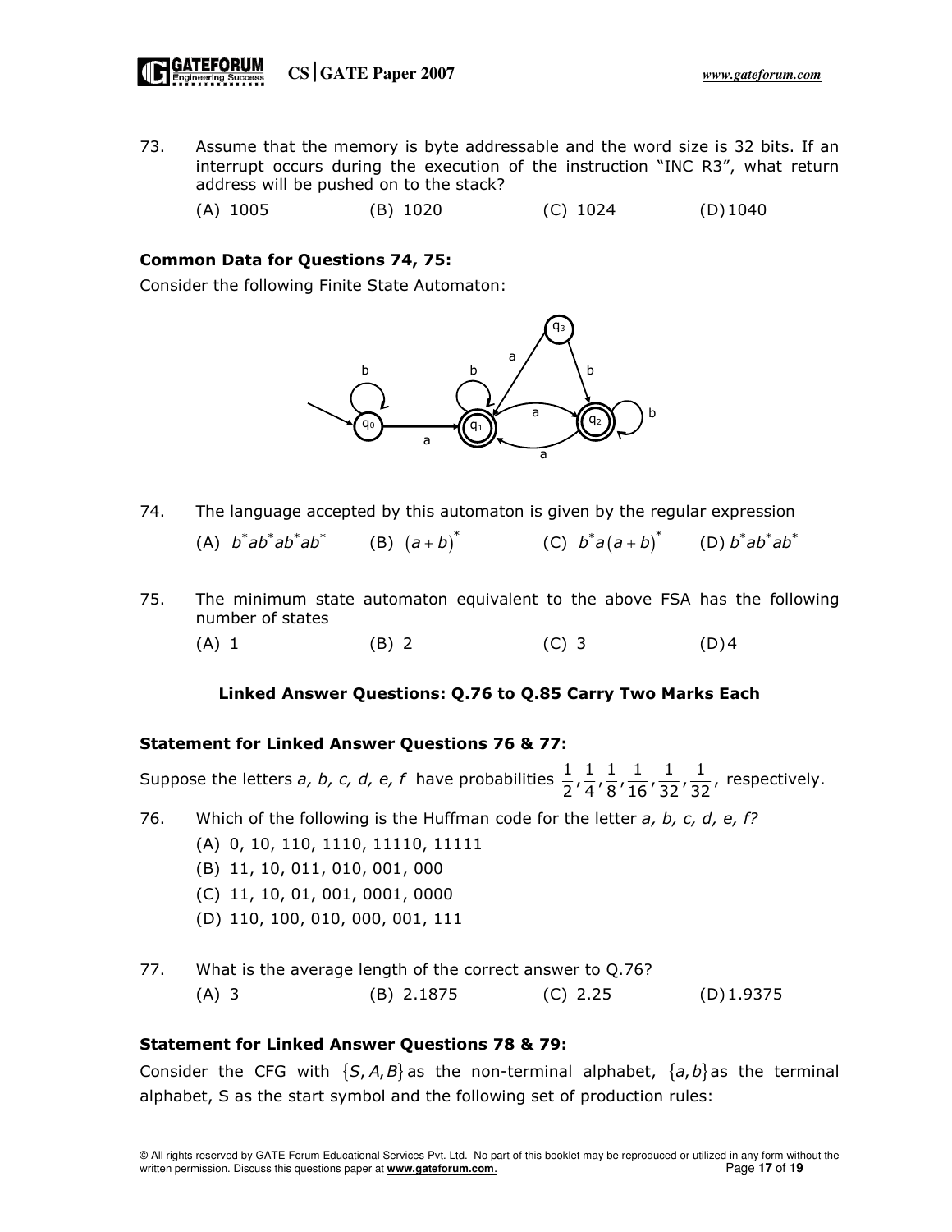73. Assume that the memory is byte addressable and the word size is 32 bits. If an interrupt occurs during the execution of the instruction "INC R3", what return address will be pushed on to the stack?

(A) 1005 (B) 1020 (C) 1024 (D) 1040

**Common Data for Questions 74, 75:**

Consider the following Finite State Automaton:

74. The language accepted by this automaton is given by the regular expression

(A) $b^*ab^*ab^*ab^*$ (B) $(a+b)^*$ (C) $b^*a(a+b)^*$ (D) $b^*ab^*ab^*$

75. The minimum state automaton equivalent to the above FSA has the following number of states

(A) 1 (B) 2 (C) 3 (D) 4

**Linked Answer Questions: Q.76 to Q.85 Carry Two Marks Each**

**Statement for Linked Answer Questions 76 & 77:**

Suppose the letters *a, b, c, d, e, f* have probabilities $\frac{1}{2}, \frac{1}{4}, \frac{1}{8}, \frac{1}{16}, \frac{1}{32}, \frac{1}{32}$, respectively.

76. Which of the following is the Huffman code for the letter *a, b, c, d, e, f?*

(A) 0, 10, 110, 1110, 11110, 11111

(B) 11, 10, 011, 010, 001, 000

(C) 11, 10, 01, 001, 0001, 0000

(D) 110, 100, 010, 000, 001, 111

77. What is the average length of the correct answer to Q.76?

(A) 3 (B) 2.1875 (C) 2.25 (D) 1.9375

**Statement for Linked Answer Questions 78 & 79:**

Consider the CFG with $\{S, A, B\}$ as the non-terminal alphabet, $\{a, b\}$ as the terminal alphabet, S as the start symbol and the following set of production rules: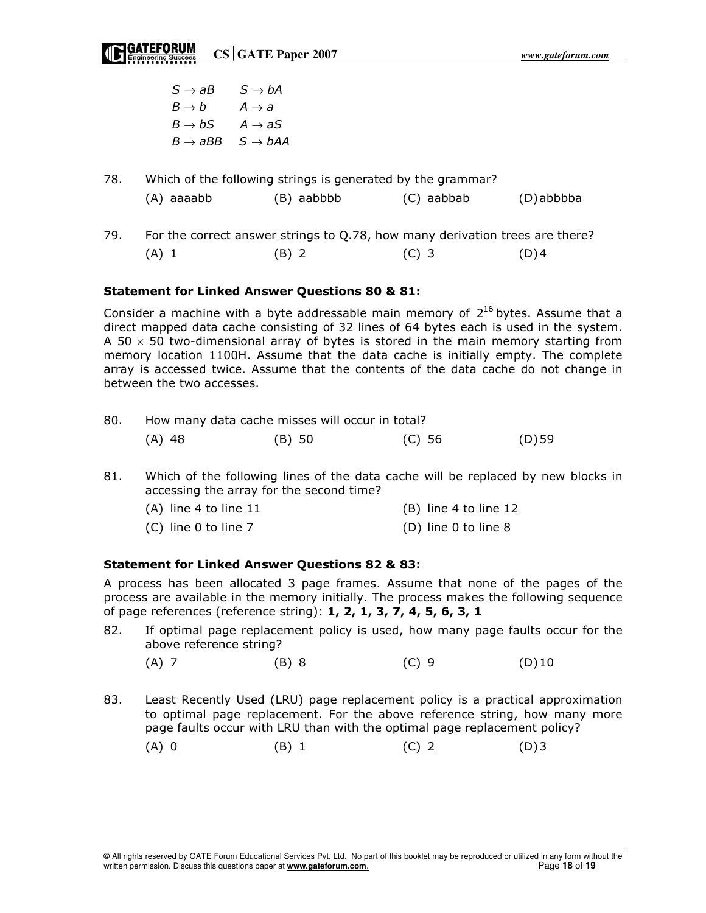$S \rightarrow aB \qquad S \rightarrow bA$

$B \rightarrow b \qquad A \rightarrow a$

$B \rightarrow bS \qquad A \rightarrow aS$

$B \rightarrow aBB \qquad S \rightarrow bAA$

78. Which of the following strings is generated by the grammar?

(A) aaaabb (B) aabbbb (C) aabbab (D) abbbba

79. For the correct answer strings to Q.78, how many derivation trees are there?

(A) 1 (B) 2 (C) 3 (D) 4

**Statement for Linked Answer Questions 80 & 81:**

Consider a machine with a byte addressable main memory of $2^{16}$ bytes. Assume that a direct mapped data cache consisting of 32 lines of 64 bytes each is used in the system. A $50 \times 50$ two-dimensional array of bytes is stored in the main memory starting from memory location 1100H. Assume that the data cache is initially empty. The complete array is accessed twice. Assume that the contents of the data cache do not change in between the two accesses.

80. How many data cache misses will occur in total?

(A) 48 (B) 50 (C) 56 (D) 59

81. Which of the following lines of the data cache will be replaced by new blocks in accessing the array for the second time?

(A) line 4 to line 11 (B) line 4 to line 12

(C) line 0 to line 7 (D) line 0 to line 8

**Statement for Linked Answer Questions 82 & 83:**

A process has been allocated 3 page frames. Assume that none of the pages of the process are available in the memory initially. The process makes the following sequence of page references (reference string): **1, 2, 1, 3, 7, 4, 5, 6, 3, 1**

82. If optimal page replacement policy is used, how many page faults occur for the above reference string?

(A) 7 (B) 8 (C) 9 (D) 10

83. Least Recently Used (LRU) page replacement policy is a practical approximation to optimal page replacement. For the above reference string, how many more page faults occur with LRU than with the optimal page replacement policy?

(A) 0 (B) 1 (C) 2 (D) 3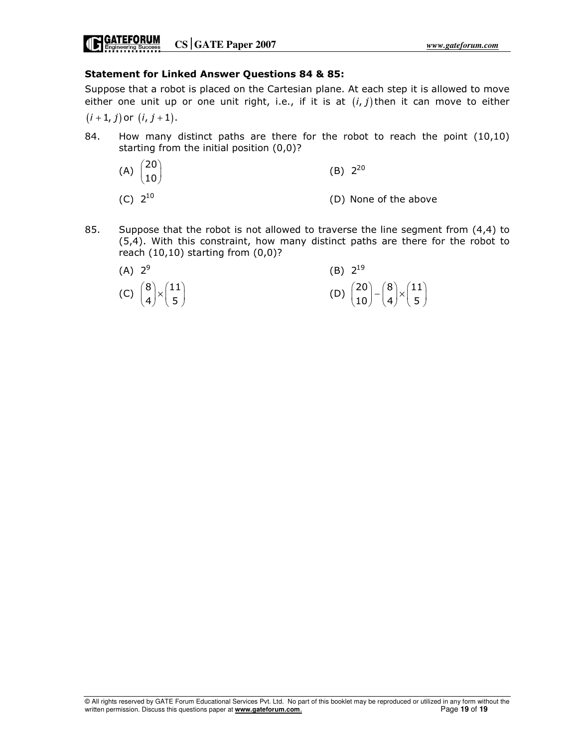**Statement for Linked Answer Questions 84 & 85:**

Suppose that a robot is placed on the Cartesian plane. At each step it is allowed to move either one unit up or one unit right, i.e., if it is at $(i, j)$ then it can move to either $(i+1, j)$ or $(i, j+1)$.

84. How many distinct paths are there for the robot to reach the point (10,10) starting from the initial position (0,0)?

    (A) $\binom{20}{10}$

    (B) $2^{20}$

    (C) $2^{10}$

    (D) None of the above

85. Suppose that the robot is not allowed to traverse the line segment from (4,4) to (5,4). With this constraint, how many distinct paths are there for the robot to reach (10,10) starting from (0,0)?

    (A) $2^{9}$

    (B) $2^{19}$

    (C) $\binom{8}{4} \times \binom{11}{5}$

    (D) $\binom{20}{10} - \binom{8}{4} \times \binom{11}{5}$